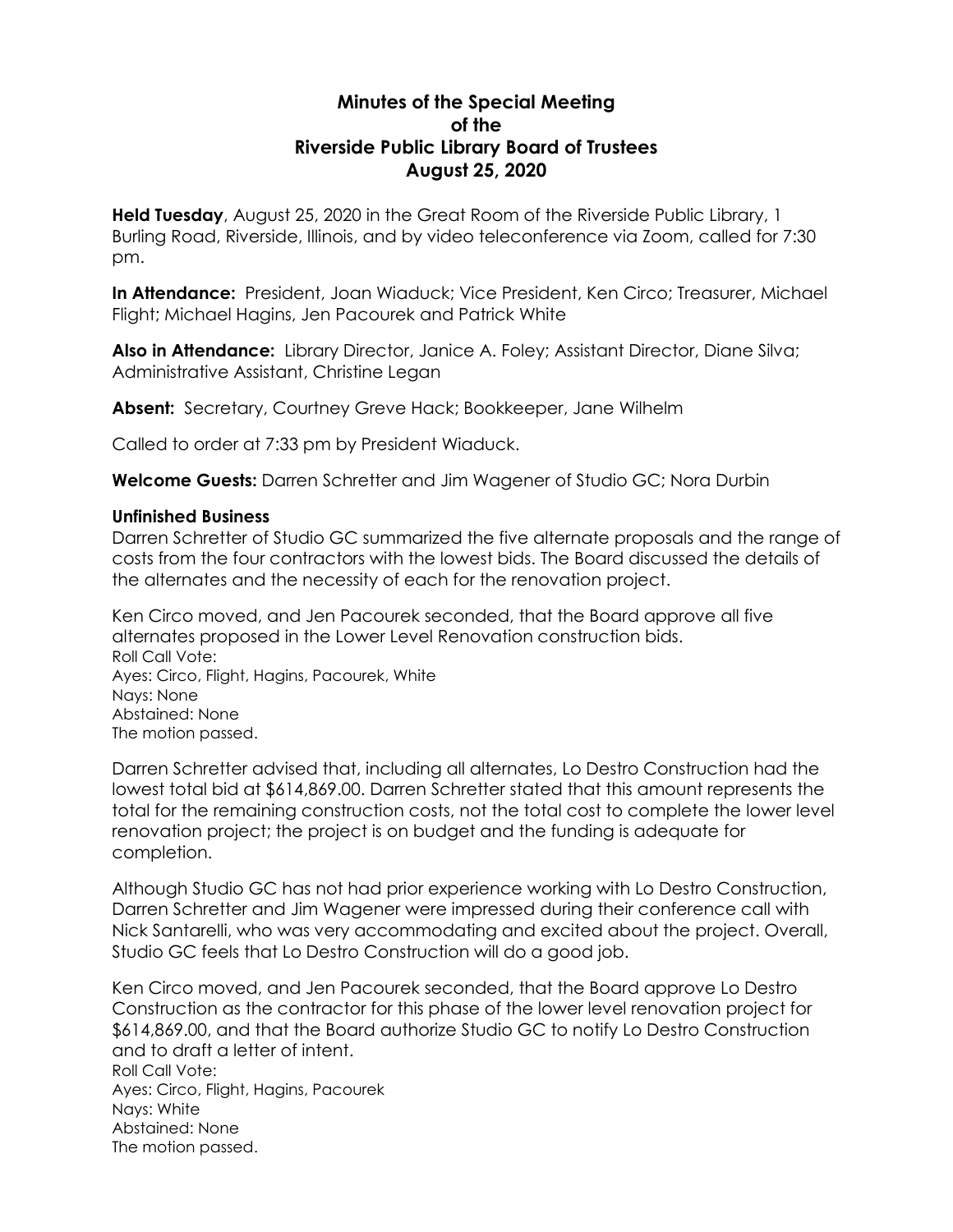# Minutes of the Special Meeting of the Riverside Public Library Board of Trustees August 25, 2020

**Held Tuesday**, August 25, 2020 in the Great Room of the Riverside Public Library, 1 Burling Road, Riverside, Illinois, and by video teleconference via Zoom, called for 7:30 pm.

**In Attendance:** President, Joan Wiaduck; Vice President, Ken Circo; Treasurer, Michael Flight; Michael Hagins, Jen Pacourek and Patrick White

**Also in Attendance:** Library Director, Janice A. Foley; Assistant Director, Diane Silva; Administrative Assistant, Christine Legan

**Absent:** Secretary, Courtney Greve Hack; Bookkeeper, Jane Wilhelm

Called to order at 7:33 pm by President Wiaduck.

**Welcome Guests:** Darren Schretter and Jim Wagener of Studio GC; Nora Durbin

**Unfinished Business**

Darren Schretter of Studio GC summarized the five alternate proposals and the range of costs from the four contractors with the lowest bids. The Board discussed the details of the alternates and the necessity of each for the renovation project.

Ken Circo moved, and Jen Pacourek seconded, that the Board approve all five alternates proposed in the Lower Level Renovation construction bids.
Roll Call Vote:
Ayes: Circo, Flight, Hagins, Pacourek, White
Nays: None
Abstained: None
The motion passed.

Darren Schretter advised that, including all alternates, Lo Destro Construction had the lowest total bid at $614,869.00. Darren Schretter stated that this amount represents the total for the remaining construction costs, not the total cost to complete the lower level renovation project; the project is on budget and the funding is adequate for completion.

Although Studio GC has not had prior experience working with Lo Destro Construction, Darren Schretter and Jim Wagener were impressed during their conference call with Nick Santarelli, who was very accommodating and excited about the project. Overall, Studio GC feels that Lo Destro Construction will do a good job.

Ken Circo moved, and Jen Pacourek seconded, that the Board approve Lo Destro Construction as the contractor for this phase of the lower level renovation project for $614,869.00, and that the Board authorize Studio GC to notify Lo Destro Construction and to draft a letter of intent.
Roll Call Vote:
Ayes: Circo, Flight, Hagins, Pacourek
Nays: White
Abstained: None
The motion passed.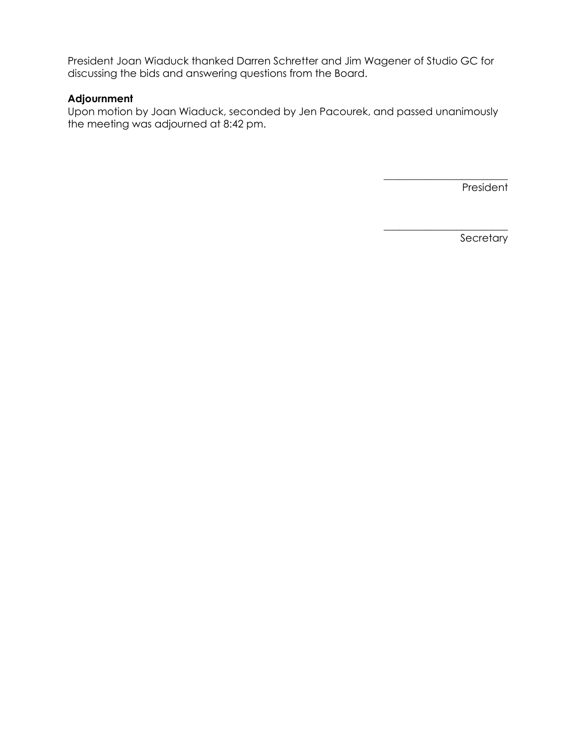President Joan Wiaduck thanked Darren Schretter and Jim Wagener of Studio GC for discussing the bids and answering questions from the Board.

**Adjournment**
Upon motion by Joan Wiaduck, seconded by Jen Pacourek, and passed unanimously the meeting was adjourned at 8:42 pm.

________________________
President

________________________
Secretary